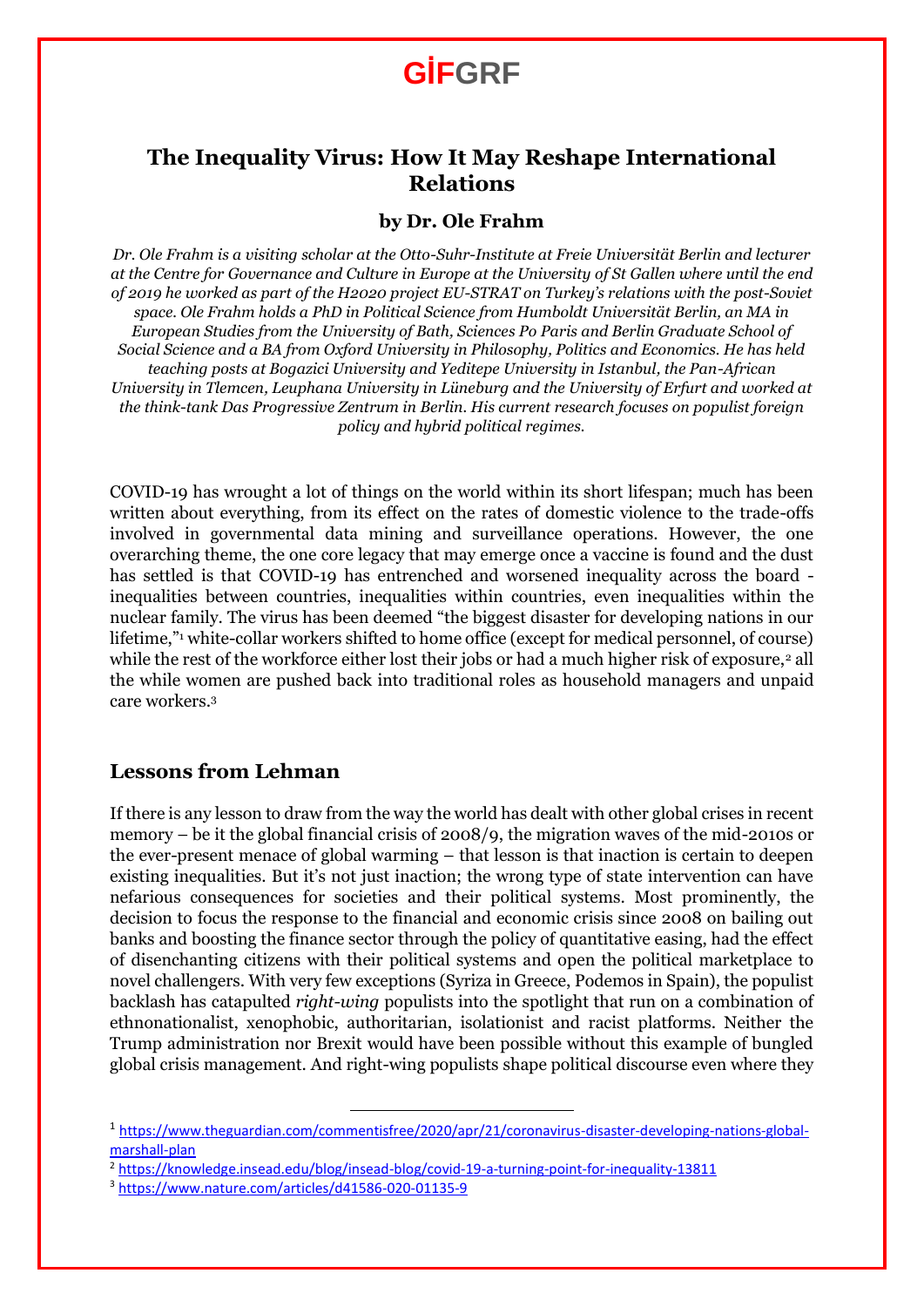GİFGRF

# The Inequality Virus: How It May Reshape International Relations

### by Dr. Ole Frahm

*Dr. Ole Frahm is a visiting scholar at the Otto-Suhr-Institute at Freie Universität Berlin and lecturer at the Centre for Governance and Culture in Europe at the University of St Gallen where until the end of 2019 he worked as part of the H2020 project EU-STRAT on Turkey's relations with the post-Soviet space. Ole Frahm holds a PhD in Political Science from Humboldt Universität Berlin, an MA in European Studies from the University of Bath, Sciences Po Paris and Berlin Graduate School of Social Science and a BA from Oxford University in Philosophy, Politics and Economics. He has held teaching posts at Bogazici University and Yeditepe University in Istanbul, the Pan-African University in Tlemcen, Leuphana University in Lüneburg and the University of Erfurt and worked at the think-tank Das Progressive Zentrum in Berlin. His current research focuses on populist foreign policy and hybrid political regimes.*

COVID-19 has wrought a lot of things on the world within its short lifespan; much has been written about everything, from its effect on the rates of domestic violence to the trade-offs involved in governmental data mining and surveillance operations. However, the one overarching theme, the one core legacy that may emerge once a vaccine is found and the dust has settled is that COVID-19 has entrenched and worsened inequality across the board - inequalities between countries, inequalities within countries, even inequalities within the nuclear family. The virus has been deemed "the biggest disaster for developing nations in our lifetime,"[1] white-collar workers shifted to home office (except for medical personnel, of course) while the rest of the workforce either lost their jobs or had a much higher risk of exposure,[2] all the while women are pushed back into traditional roles as household managers and unpaid care workers.[3]

## Lessons from Lehman

If there is any lesson to draw from the way the world has dealt with other global crises in recent memory – be it the global financial crisis of 2008/9, the migration waves of the mid-2010s or the ever-present menace of global warming – that lesson is that inaction is certain to deepen existing inequalities. But it's not just inaction; the wrong type of state intervention can have nefarious consequences for societies and their political systems. Most prominently, the decision to focus the response to the financial and economic crisis since 2008 on bailing out banks and boosting the finance sector through the policy of quantitative easing, had the effect of disenchanting citizens with their political systems and open the political marketplace to novel challengers. With very few exceptions (Syriza in Greece, Podemos in Spain), the populist backlash has catapulted *right-wing* populists into the spotlight that run on a combination of ethnonationalist, xenophobic, authoritarian, isolationist and racist platforms. Neither the Trump administration nor Brexit would have been possible without this example of bungled global crisis management. And right-wing populists shape political discourse even where they

---

[1] https://www.theguardian.com/commentisfree/2020/apr/21/coronavirus-disaster-developing-nations-global-marshall-plan

[2] https://knowledge.insead.edu/blog/insead-blog/covid-19-a-turning-point-for-inequality-13811

[3] https://www.nature.com/articles/d41586-020-01135-9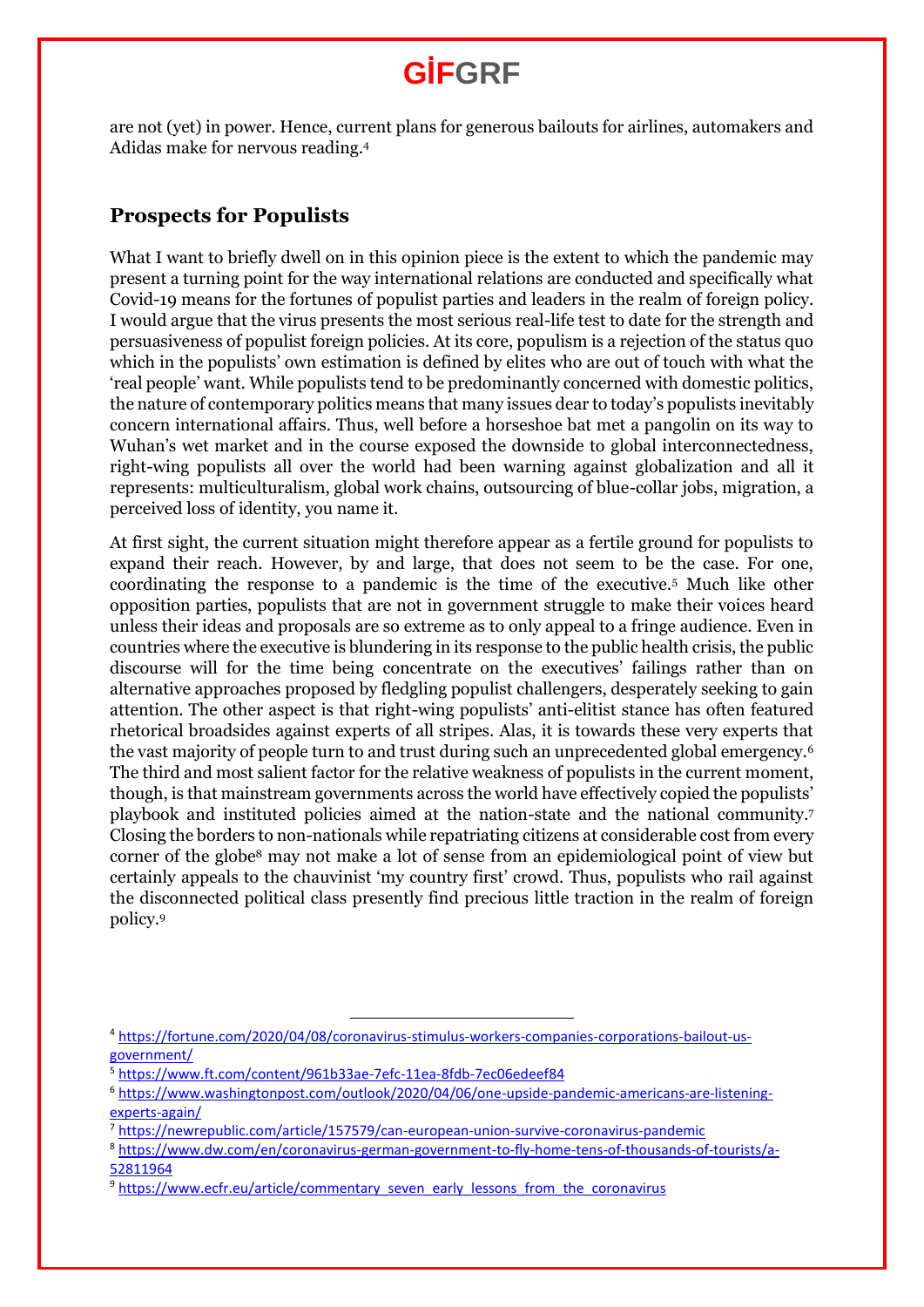are not (yet) in power. Hence, current plans for generous bailouts for airlines, automakers and Adidas make for nervous reading.[4]

## Prospects for Populists

What I want to briefly dwell on in this opinion piece is the extent to which the pandemic may present a turning point for the way international relations are conducted and specifically what Covid-19 means for the fortunes of populist parties and leaders in the realm of foreign policy. I would argue that the virus presents the most serious real-life test to date for the strength and persuasiveness of populist foreign policies. At its core, populism is a rejection of the status quo which in the populists' own estimation is defined by elites who are out of touch with what the 'real people' want. While populists tend to be predominantly concerned with domestic politics, the nature of contemporary politics means that many issues dear to today's populists inevitably concern international affairs. Thus, well before a horseshoe bat met a pangolin on its way to Wuhan's wet market and in the course exposed the downside to global interconnectedness, right-wing populists all over the world had been warning against globalization and all it represents: multiculturalism, global work chains, outsourcing of blue-collar jobs, migration, a perceived loss of identity, you name it.

At first sight, the current situation might therefore appear as a fertile ground for populists to expand their reach. However, by and large, that does not seem to be the case. For one, coordinating the response to a pandemic is the time of the executive.[5] Much like other opposition parties, populists that are not in government struggle to make their voices heard unless their ideas and proposals are so extreme as to only appeal to a fringe audience. Even in countries where the executive is blundering in its response to the public health crisis, the public discourse will for the time being concentrate on the executives' failings rather than on alternative approaches proposed by fledgling populist challengers, desperately seeking to gain attention. The other aspect is that right-wing populists' anti-elitist stance has often featured rhetorical broadsides against experts of all stripes. Alas, it is towards these very experts that the vast majority of people turn to and trust during such an unprecedented global emergency.[6] The third and most salient factor for the relative weakness of populists in the current moment, though, is that mainstream governments across the world have effectively copied the populists' playbook and instituted policies aimed at the nation-state and the national community.[7] Closing the borders to non-nationals while repatriating citizens at considerable cost from every corner of the globe[8] may not make a lot of sense from an epidemiological point of view but certainly appeals to the chauvinist 'my country first' crowd. Thus, populists who rail against the disconnected political class presently find precious little traction in the realm of foreign policy.[9]

---

[4] https://fortune.com/2020/04/08/coronavirus-stimulus-workers-companies-corporations-bailout-us-government/

[5] https://www.ft.com/content/961b33ae-7efc-11ea-8fdb-7ec06edeef84

[6] https://www.washingtonpost.com/outlook/2020/04/06/one-upside-pandemic-americans-are-listening-experts-again/

[7] https://newrepublic.com/article/157579/can-european-union-survive-coronavirus-pandemic

[8] https://www.dw.com/en/coronavirus-german-government-to-fly-home-tens-of-thousands-of-tourists/a-52811964

[9] https://www.ecfr.eu/article/commentary_seven_early_lessons_from_the_coronavirus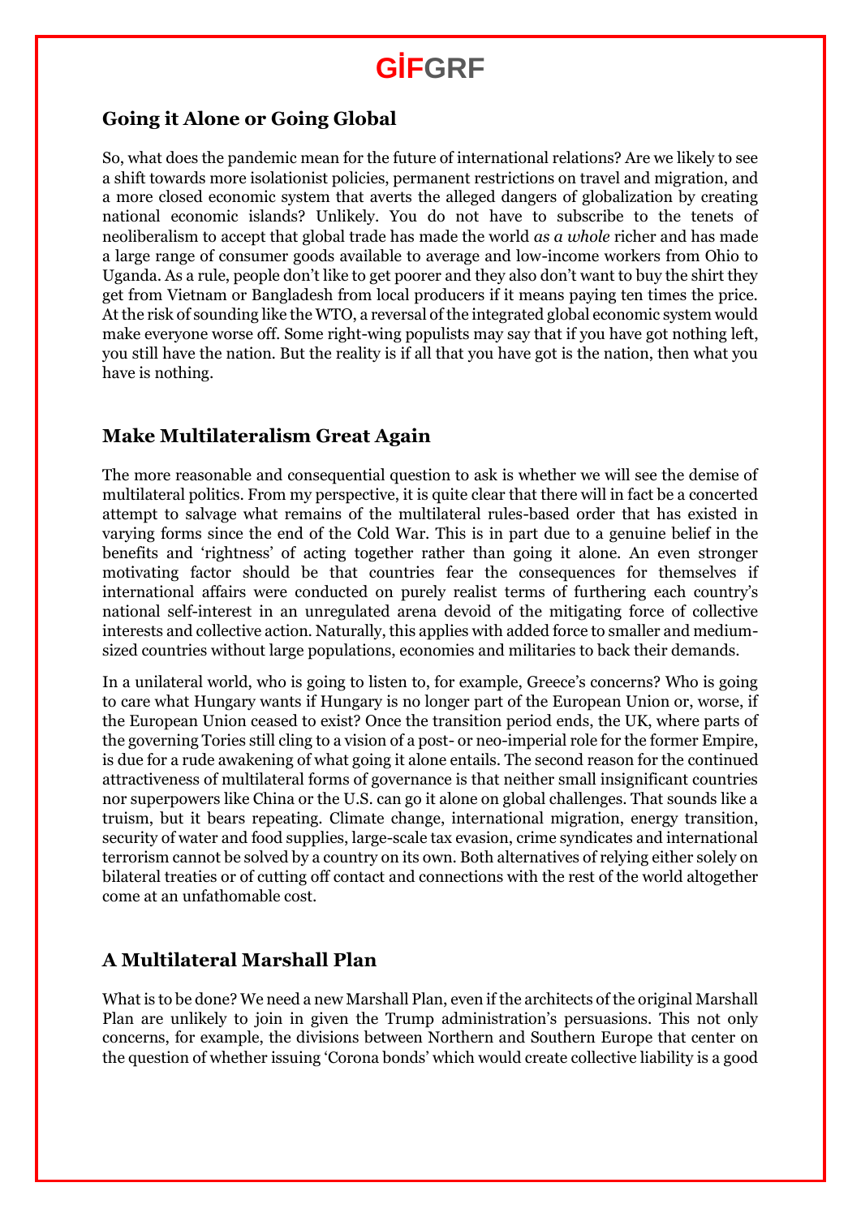## Going it Alone or Going Global

So, what does the pandemic mean for the future of international relations? Are we likely to see a shift towards more isolationist policies, permanent restrictions on travel and migration, and a more closed economic system that averts the alleged dangers of globalization by creating national economic islands? Unlikely. You do not have to subscribe to the tenets of neoliberalism to accept that global trade has made the world *as a whole* richer and has made a large range of consumer goods available to average and low-income workers from Ohio to Uganda. As a rule, people don't like to get poorer and they also don't want to buy the shirt they get from Vietnam or Bangladesh from local producers if it means paying ten times the price. At the risk of sounding like the WTO, a reversal of the integrated global economic system would make everyone worse off. Some right-wing populists may say that if you have got nothing left, you still have the nation. But the reality is if all that you have got is the nation, then what you have is nothing.

## Make Multilateralism Great Again

The more reasonable and consequential question to ask is whether we will see the demise of multilateral politics. From my perspective, it is quite clear that there will in fact be a concerted attempt to salvage what remains of the multilateral rules-based order that has existed in varying forms since the end of the Cold War. This is in part due to a genuine belief in the benefits and 'rightness' of acting together rather than going it alone. An even stronger motivating factor should be that countries fear the consequences for themselves if international affairs were conducted on purely realist terms of furthering each country's national self-interest in an unregulated arena devoid of the mitigating force of collective interests and collective action. Naturally, this applies with added force to smaller and medium-sized countries without large populations, economies and militaries to back their demands.

In a unilateral world, who is going to listen to, for example, Greece's concerns? Who is going to care what Hungary wants if Hungary is no longer part of the European Union or, worse, if the European Union ceased to exist? Once the transition period ends, the UK, where parts of the governing Tories still cling to a vision of a post- or neo-imperial role for the former Empire, is due for a rude awakening of what going it alone entails. The second reason for the continued attractiveness of multilateral forms of governance is that neither small insignificant countries nor superpowers like China or the U.S. can go it alone on global challenges. That sounds like a truism, but it bears repeating. Climate change, international migration, energy transition, security of water and food supplies, large-scale tax evasion, crime syndicates and international terrorism cannot be solved by a country on its own. Both alternatives of relying either solely on bilateral treaties or of cutting off contact and connections with the rest of the world altogether come at an unfathomable cost.

## A Multilateral Marshall Plan

What is to be done? We need a new Marshall Plan, even if the architects of the original Marshall Plan are unlikely to join in given the Trump administration's persuasions. This not only concerns, for example, the divisions between Northern and Southern Europe that center on the question of whether issuing 'Corona bonds' which would create collective liability is a good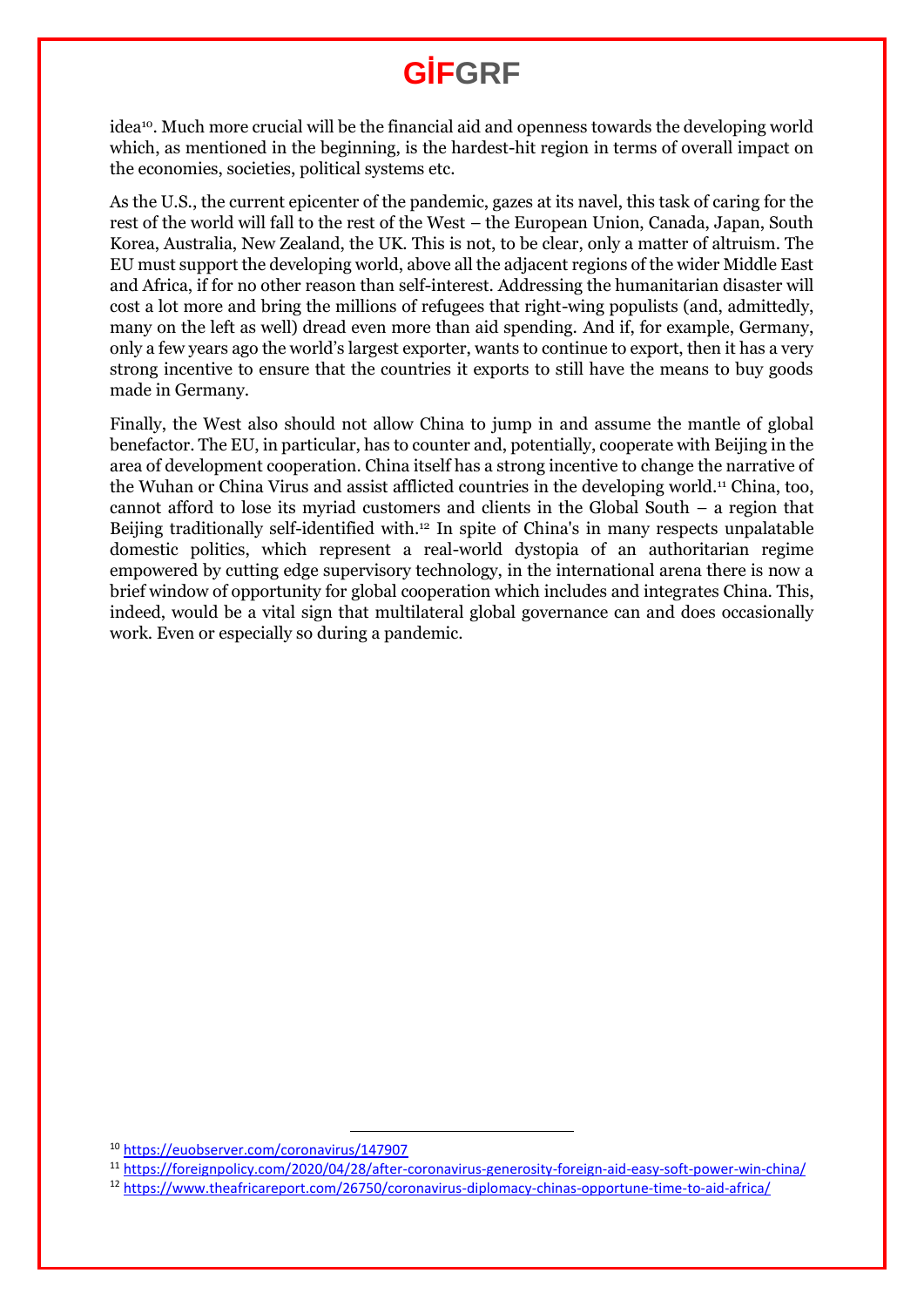idea[10]. Much more crucial will be the financial aid and openness towards the developing world which, as mentioned in the beginning, is the hardest-hit region in terms of overall impact on the economies, societies, political systems etc.

As the U.S., the current epicenter of the pandemic, gazes at its navel, this task of caring for the rest of the world will fall to the rest of the West – the European Union, Canada, Japan, South Korea, Australia, New Zealand, the UK. This is not, to be clear, only a matter of altruism. The EU must support the developing world, above all the adjacent regions of the wider Middle East and Africa, if for no other reason than self-interest. Addressing the humanitarian disaster will cost a lot more and bring the millions of refugees that right-wing populists (and, admittedly, many on the left as well) dread even more than aid spending. And if, for example, Germany, only a few years ago the world's largest exporter, wants to continue to export, then it has a very strong incentive to ensure that the countries it exports to still have the means to buy goods made in Germany.

Finally, the West also should not allow China to jump in and assume the mantle of global benefactor. The EU, in particular, has to counter and, potentially, cooperate with Beijing in the area of development cooperation. China itself has a strong incentive to change the narrative of the Wuhan or China Virus and assist afflicted countries in the developing world.[11] China, too, cannot afford to lose its myriad customers and clients in the Global South – a region that Beijing traditionally self-identified with.[12] In spite of China's in many respects unpalatable domestic politics, which represent a real-world dystopia of an authoritarian regime empowered by cutting edge supervisory technology, in the international arena there is now a brief window of opportunity for global cooperation which includes and integrates China. This, indeed, would be a vital sign that multilateral global governance can and does occasionally work. Even or especially so during a pandemic.

---

[10] https://euobserver.com/coronavirus/147907

[11] https://foreignpolicy.com/2020/04/28/after-coronavirus-generosity-foreign-aid-easy-soft-power-win-china/

[12] https://www.theafricareport.com/26750/coronavirus-diplomacy-chinas-opportune-time-to-aid-africa/